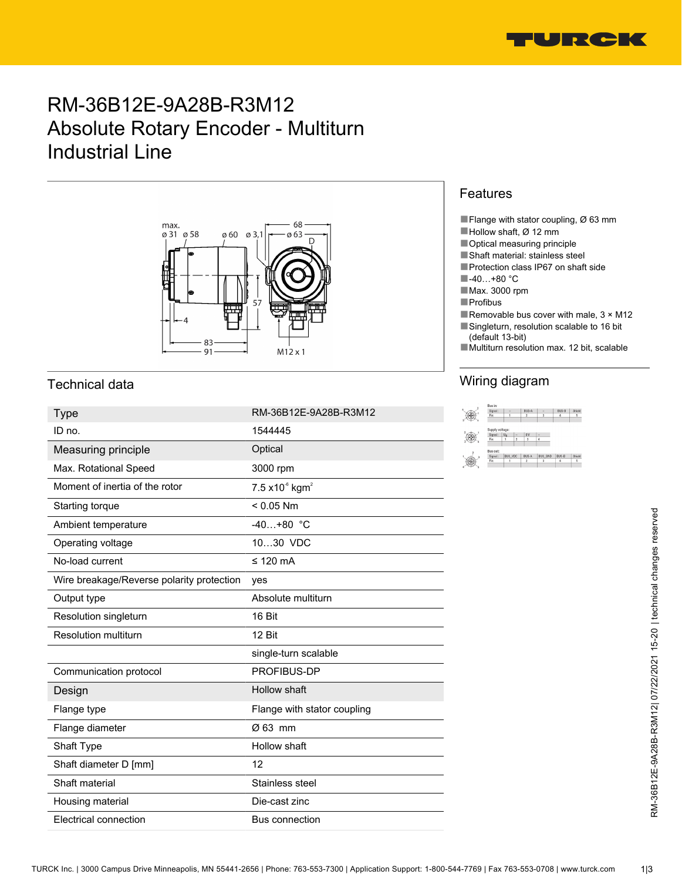# RM-36B12E-9A28B-R3M12
# Absolute Rotary Encoder - Multiturn
# Industrial Line

## Features

- Flange with stator coupling, Ø 63 mm
- Hollow shaft, Ø 12 mm
- Optical measuring principle
- Shaft material: stainless steel
- Protection class IP67 on shaft side
- -40…+80 °C
- Max. 3000 rpm
- Profibus
- Removable bus cover with male, 3 × M12
- Singleturn, resolution scalable to 16 bit (default 13-bit)
- Multiturn resolution max. 12 bit, scalable

## Technical data

| Type | RM-36B12E-9A28B-R3M12 |
|---|---|
| ID no. | 1544445 |
| **Measuring principle** | Optical |
| Max. Rotational Speed | 3000 rpm |
| Moment of inertia of the rotor | 7.5 x$10^{-6}$ kgm$^2$ |
| Starting torque | < 0.05 Nm |
| Ambient temperature | -40…+80 °C |
| Operating voltage | 10…30 VDC |
| No-load current | ≤ 120 mA |
| Wire breakage/Reverse polarity protection | yes |
| Output type | Absolute multiturn |
| Resolution singleturn | 16 Bit |
| Resolution multiturn | 12 Bit |
| | single-turn scalable |
| Communication protocol | PROFIBUS-DP |
| **Design** | Hollow shaft |
| Flange type | Flange with stator coupling |
| Flange diameter | Ø 63 mm |
| Shaft Type | Hollow shaft |
| Shaft diameter D [mm] | 12 |
| Shaft material | Stainless steel |
| Housing material | Die-cast zinc |
| Electrical connection | Bus connection |

## Wiring diagram

Bus in:

| Signal | – | BUS-A | – | BUS-B | Shield |
|---|---|---|---|---|---|
| Pin | 1 | 2 | 3 | 4 | 5 |

Supply voltage:

| Signal | Ub | – | 0 V | – |
|---|---|---|---|---|
| Pin | 1 | 2 | 3 | 4 |

Bus out:

| Signal | BUS_VDC | BUS-A | BUS_GND | BUS-B | Shield |
|---|---|---|---|---|---|
| Pin | 1 | 2 | 3 | 4 | 5 |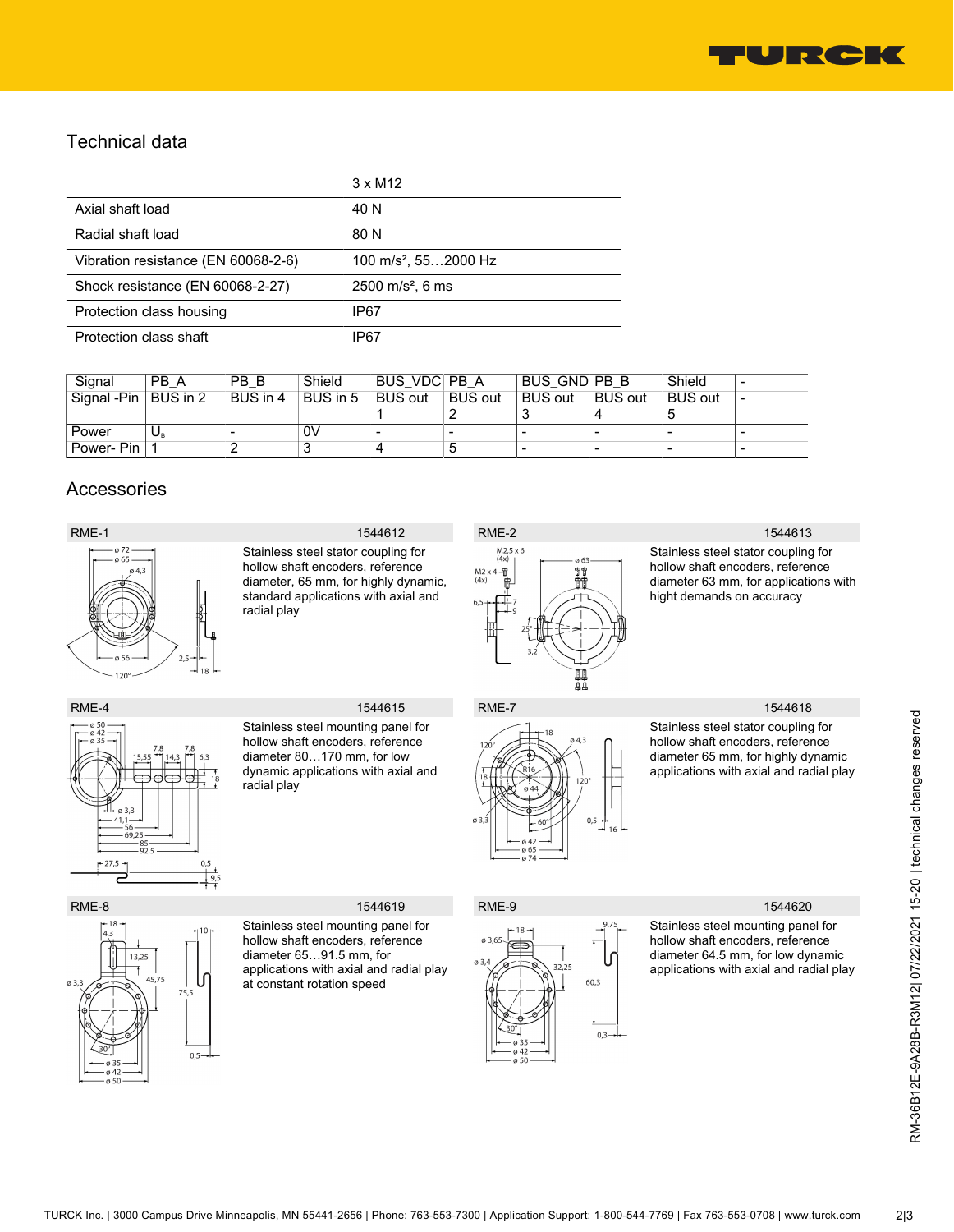## Technical data

| | 3 x M12 |
|---|---|
| Axial shaft load | 40 N |
| Radial shaft load | 80 N |
| Vibration resistance (EN 60068-2-6) | 100 m/s², 55…2000 Hz |
| Shock resistance (EN 60068-2-27) | 2500 m/s², 6 ms |
| Protection class housing | IP67 |
| Protection class shaft | IP67 |

| Signal | PB_A | PB_B | Shield | BUS_VDC | PB_A | BUS_GND | PB_B | Shield | - |
|---|---|---|---|---|---|---|---|---|---|
| Signal -Pin | BUS in 2 | BUS in 4 | BUS in 5 | BUS out 1 | BUS out 2 | BUS out 3 | BUS out 4 | BUS out 5 | - |
| Power | $U_B$ | - | 0V | - | - | - | - | - | - |
| Power- Pin | 1 | 2 | 3 | 4 | 5 | - | - | - | - |

## Accessories

| RME-1 | 1544612 |
|---|---|
| Stainless steel stator coupling for hollow shaft encoders, reference diameter, 65 mm, for highly dynamic, standard applications with axial and radial play | |

| RME-2 | 1544613 |
|---|---|
| Stainless steel stator coupling for hollow shaft encoders, reference diameter 63 mm, for applications with hight demands on accuracy | |

| RME-4 | 1544615 |
|---|---|
| Stainless steel mounting panel for hollow shaft encoders, reference diameter 80…170 mm, for low dynamic applications with axial and radial play | |

| RME-7 | 1544618 |
|---|---|
| Stainless steel stator coupling for hollow shaft encoders, reference diameter 65 mm, for highly dynamic applications with axial and radial play | |

| RME-8 | 1544619 |
|---|---|
| Stainless steel mounting panel for hollow shaft encoders, reference diameter 65…91.5 mm, for applications with axial and radial play at constant rotation speed | |

| RME-9 | 1544620 |
|---|---|
| Stainless steel mounting panel for hollow shaft encoders, reference diameter 64.5 mm, for low dynamic applications with axial and radial play | |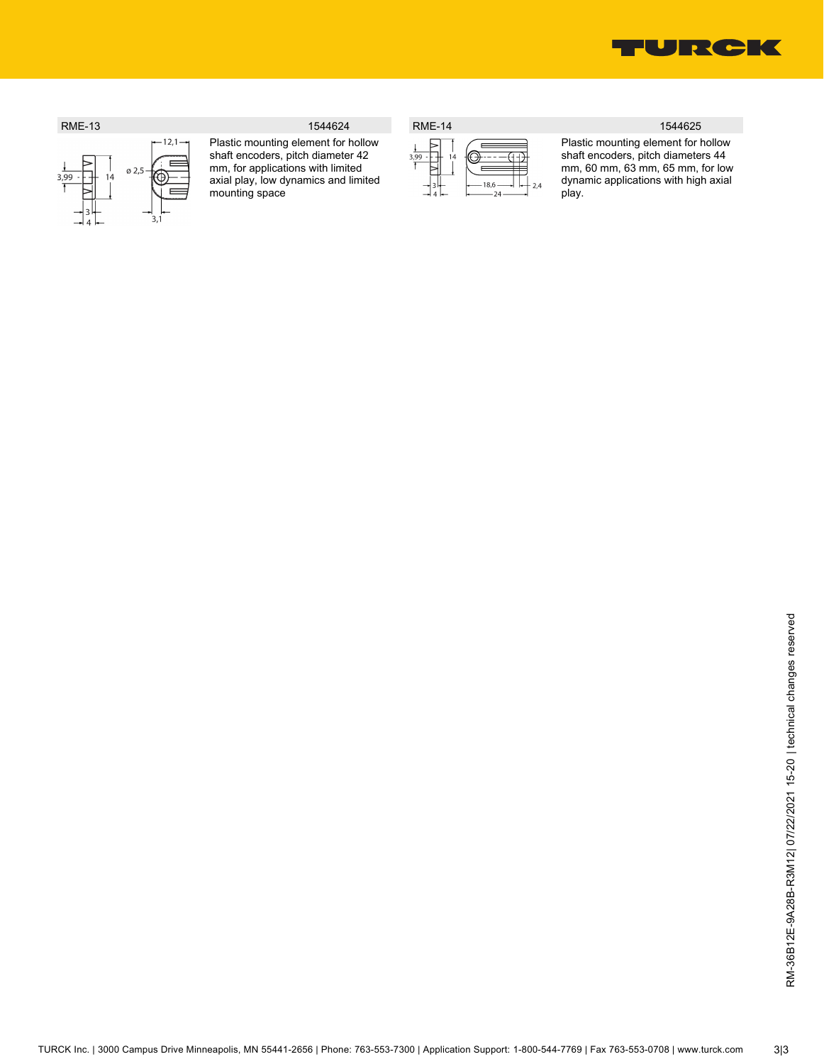| RME-13 | 1544624 |
|---|---|
| 3,99 14 ø 2,5 12,1 3 4 3,1 | Plastic mounting element for hollow shaft encoders, pitch diameter 42 mm, for applications with limited axial play, low dynamics and limited mounting space |

| RME-14 | 1544625 |
|---|---|
| 3,99 14 3 4 18,6 24 2,4 | Plastic mounting element for hollow shaft encoders, pitch diameters 44 mm, 60 mm, 63 mm, 65 mm, for low dynamic applications with high axial play. |